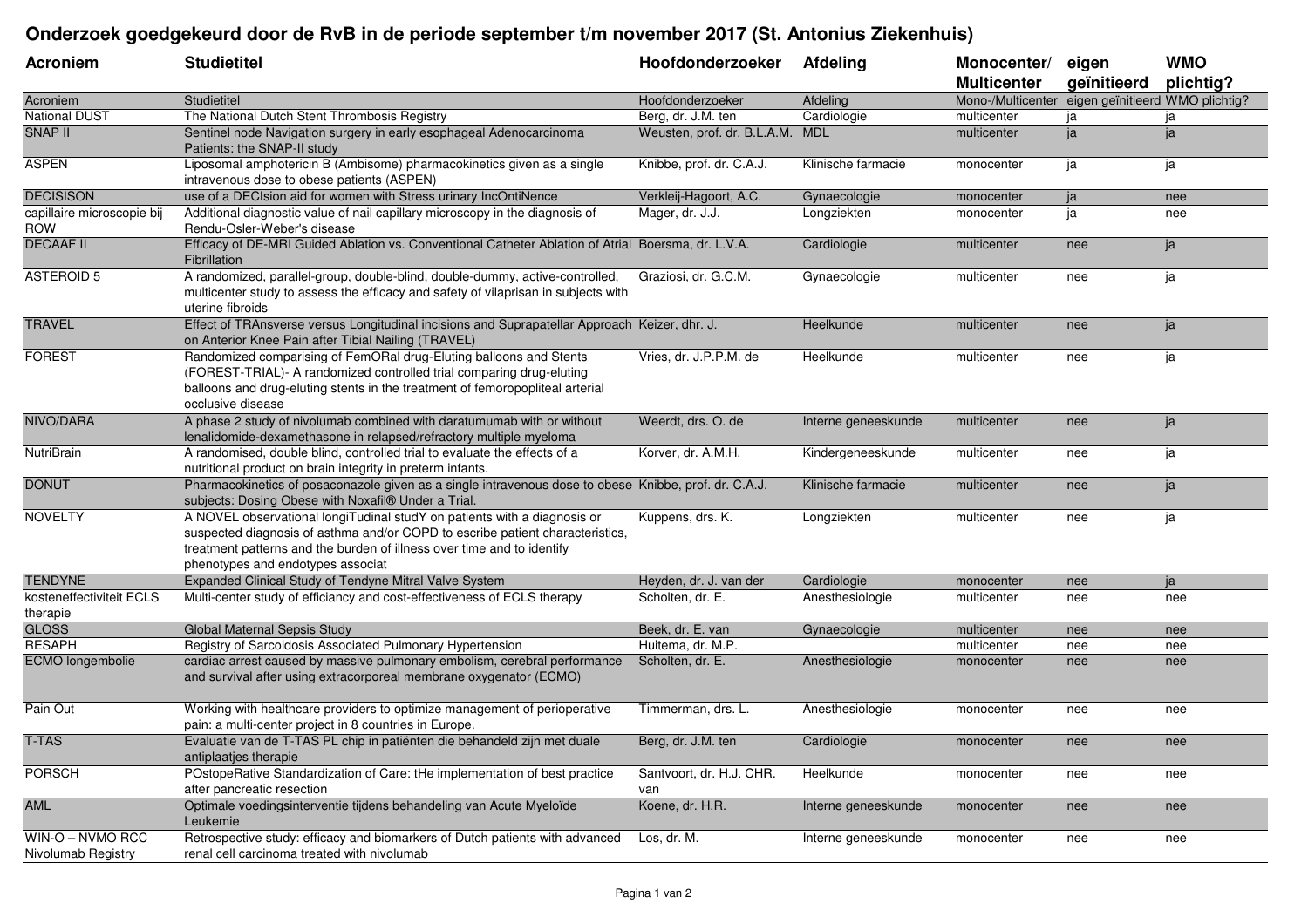# Onderzoek goedgekeurd door de RvB in de periode september t/m november 2017 (St. Antonius Ziekenhuis)

| Acroniem | Studietitel | Hoofdonderzoeker | Afdeling | Monocenter/ Multicenter | eigen geïnitieerd | WMO plichtig? |
|---|---|---|---|---|---|---|
| Acroniem | Studietitel | Hoofdonderzoeker | Afdeling | Mono-/Multicenter | eigen geïnitieerd | WMO plichtig? |
| National DUST | The National Dutch Stent Thrombosis Registry | Berg, dr. J.M. ten | Cardiologie | multicenter | ja | ja |
| SNAP II | Sentinel node Navigation surgery in early esophageal Adenocarcinoma Patients: the SNAP-II study | Weusten, prof. dr. B.L.A.M. | MDL | multicenter | ja | ja |
| ASPEN | Liposomal amphotericin B (Ambisome) pharmacokinetics given as a single intravenous dose to obese patients (ASPEN) | Knibbe, prof. dr. C.A.J. | Klinische farmacie | monocenter | ja | ja |
| DECISISON | use of a DECIsion aid for women with Stress urinary IncOntiNence | Verkleij-Hagoort, A.C. | Gynaecologie | monocenter | ja | nee |
| capillaire microscopie bij ROW | Additional diagnostic value of nail capillary microscopy in the diagnosis of Rendu-Osler-Weber's disease | Mager, dr. J.J. | Longziekten | monocenter | ja | nee |
| DECAAF II | Efficacy of DE-MRI Guided Ablation vs. Conventional Catheter Ablation of Atrial Fibrillation | Boersma, dr. L.V.A. | Cardiologie | multicenter | nee | ja |
| ASTEROID 5 | A randomized, parallel-group, double-blind, double-dummy, active-controlled, multicenter study to assess the efficacy and safety of vilaprisan in subjects with uterine fibroids | Graziosi, dr. G.C.M. | Gynaecologie | multicenter | nee | ja |
| TRAVEL | Effect of TRAnsverse versus Longitudinal incisions and Suprapatellar Approach on Anterior Knee Pain after Tibial Nailing (TRAVEL) | Keizer, dhr. J. | Heelkunde | multicenter | nee | ja |
| FOREST | Randomized comparising of FemORal drug-Eluting balloons and Stents (FOREST-TRIAL)- A randomized controlled trial comparing drug-eluting balloons and drug-eluting stents in the treatment of femoropopliteal arterial occlusive disease | Vries, dr. J.P.P.M. de | Heelkunde | multicenter | nee | ja |
| NIVO/DARA | A phase 2 study of nivolumab combined with daratumumab with or without lenalidomide-dexamethasone in relapsed/refractory multiple myeloma | Weerdt, drs. O. de | Interne geneeskunde | multicenter | nee | ja |
| NutriBrain | A randomised, double blind, controlled trial to evaluate the effects of a nutritional product on brain integrity in preterm infants. | Korver, dr. A.M.H. | Kindergeneeskunde | multicenter | nee | ja |
| DONUT | Pharmacokinetics of posaconazole given as a single intravenous dose to obese subjects: Dosing Obese with Noxafil® Under a Trial. | Knibbe, prof. dr. C.A.J. | Klinische farmacie | multicenter | nee | ja |
| NOVELTY | A NOVEL observational longiTudinal studY on patients with a diagnosis or suspected diagnosis of asthma and/or COPD to escribe patient characteristics, treatment patterns and the burden of illness over time and to identify phenotypes and endotypes associat | Kuppens, drs. K. | Longziekten | multicenter | nee | ja |
| TENDYNE | Expanded Clinical Study of Tendyne Mitral Valve System | Heyden, dr. J. van der | Cardiologie | monocenter | nee | ja |
| kosteneffectiviteit ECLS therapie | Multi-center study of efficiancy and cost-effectiveness of ECLS therapy | Scholten, dr. E. | Anesthesiologie | multicenter | nee | nee |
| GLOSS | Global Maternal Sepsis Study | Beek, dr. E. van | Gynaecologie | multicenter | nee | nee |
| RESAPH | Registry of Sarcoidosis Associated Pulmonary Hypertension | Huitema, dr. M.P. | | multicenter | nee | nee |
| ECMO longembolie | cardiac arrest caused by massive pulmonary embolism, cerebral performance and survival after using extracorporeal membrane oxygenator (ECMO) | Scholten, dr. E. | Anesthesiologie | monocenter | nee | nee |
| Pain Out | Working with healthcare providers to optimize management of perioperative pain: a multi-center project in 8 countries in Europe. | Timmerman, drs. L. | Anesthesiologie | monocenter | nee | nee |
| T-TAS | Evaluatie van de T-TAS PL chip in patiënten die behandeld zijn met duale antiplaatjes therapie | Berg, dr. J.M. ten | Cardiologie | monocenter | nee | nee |
| PORSCH | POstopeRative Standardization of Care: tHe implementation of best practice after pancreatic resection | Santvoort, dr. H.J. CHR. van | Heelkunde | monocenter | nee | nee |
| AML | Optimale voedingsinterventie tijdens behandeling van Acute Myeloïde Leukemie | Koene, dr. H.R. | Interne geneeskunde | monocenter | nee | nee |
| WIN-O – NVMO RCC Nivolumab Registry | Retrospective study: efficacy and biomarkers of Dutch patients with advanced renal cell carcinoma treated with nivolumab | Los, dr. M. | Interne geneeskunde | monocenter | nee | nee |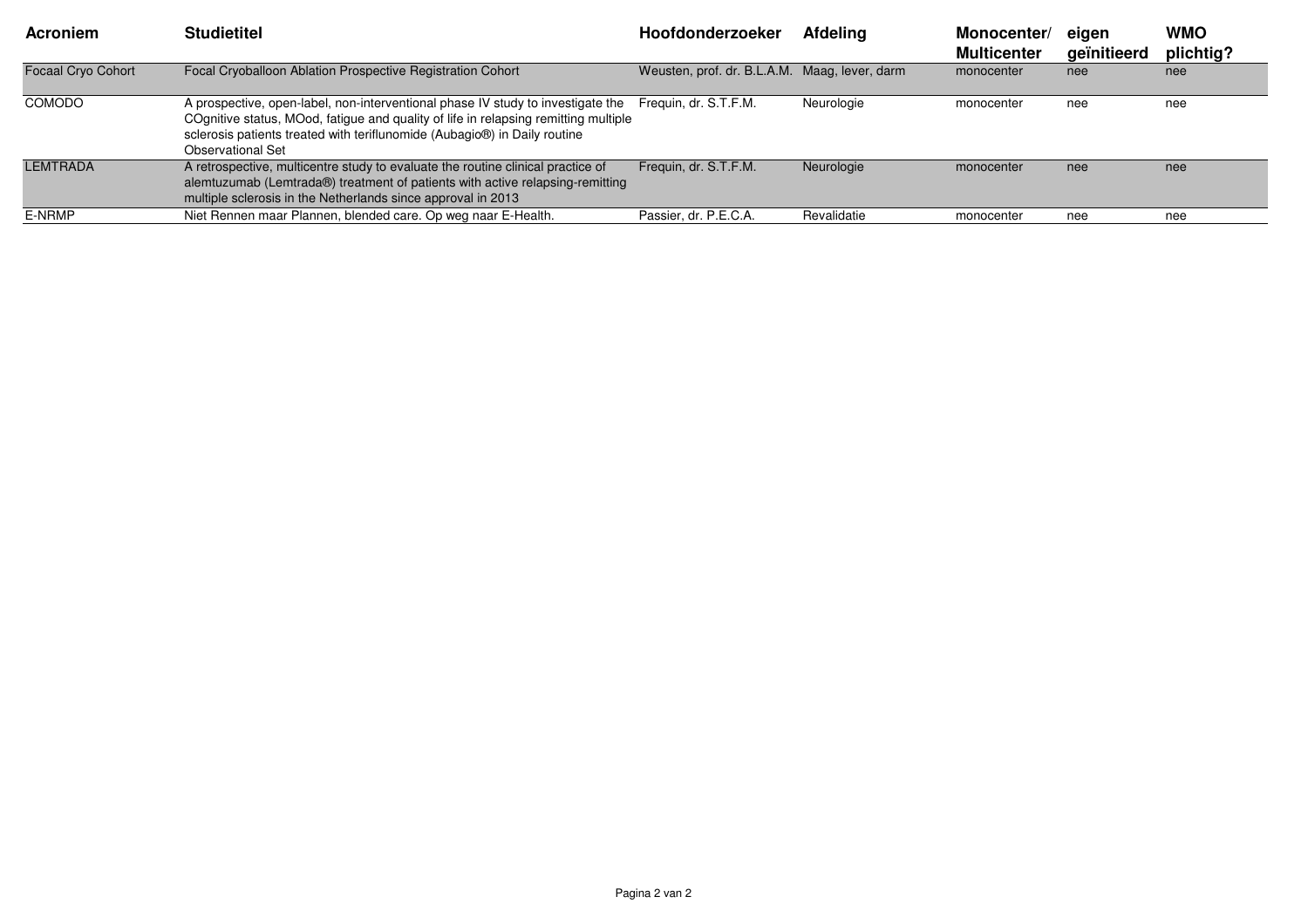| Acroniem | Studietitel | Hoofdonderzoeker | Afdeling | Monocenter/ Multicenter | eigen geïnitieerd | WMO plichtig? |
|---|---|---|---|---|---|---|
| Focaal Cryo Cohort | Focal Cryoballoon Ablation Prospective Registration Cohort | Weusten, prof. dr. B.L.A.M. | Maag, lever, darm | monocenter | nee | nee |
| COMODO | A prospective, open-label, non-interventional phase IV study to investigate the COgnitive status, MOod, fatigue and quality of life in relapsing remitting multiple sclerosis patients treated with teriflunomide (Aubagio®) in Daily routine Observational Set | Frequin, dr. S.T.F.M. | Neurologie | monocenter | nee | nee |
| LEMTRADA | A retrospective, multicentre study to evaluate the routine clinical practice of alemtuzumab (Lemtrada®) treatment of patients with active relapsing-remitting multiple sclerosis in the Netherlands since approval in 2013 | Frequin, dr. S.T.F.M. | Neurologie | monocenter | nee | nee |
| E-NRMP | Niet Rennen maar Plannen, blended care. Op weg naar E-Health. | Passier, dr. P.E.C.A. | Revalidatie | monocenter | nee | nee |